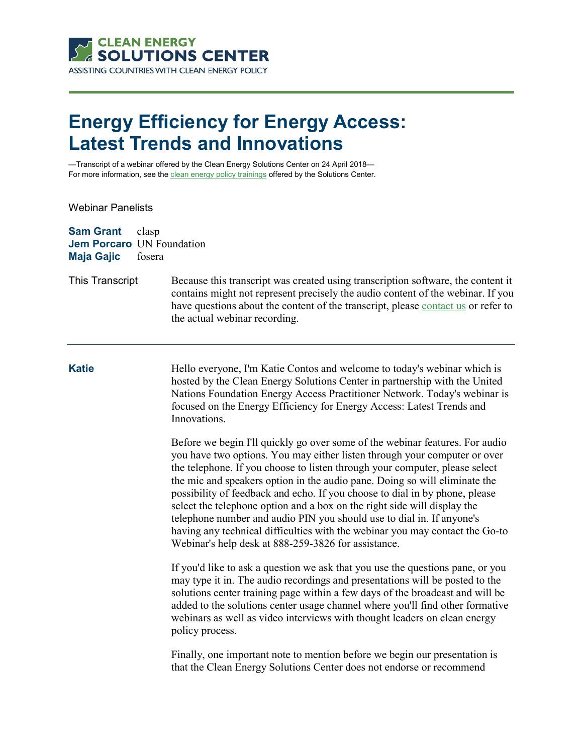CLEAN ENERGY SOLUTIONS CENTER
ASSISTING COUNTRIES WITH CLEAN ENERGY POLICY

# Energy Efficiency for Energy Access: Latest Trends and Innovations

—Transcript of a webinar offered by the Clean Energy Solutions Center on 24 April 2018—
For more information, see the clean energy policy trainings offered by the Solutions Center.

Webinar Panelists

**Sam Grant** clasp
**Jem Porcaro** UN Foundation
**Maja Gajic** fosera

This Transcript

Because this transcript was created using transcription software, the content it contains might not represent precisely the audio content of the webinar. If you have questions about the content of the transcript, please contact us or refer to the actual webinar recording.

---

**Katie**

Hello everyone, I'm Katie Contos and welcome to today's webinar which is hosted by the Clean Energy Solutions Center in partnership with the United Nations Foundation Energy Access Practitioner Network. Today's webinar is focused on the Energy Efficiency for Energy Access: Latest Trends and Innovations.

Before we begin I'll quickly go over some of the webinar features. For audio you have two options. You may either listen through your computer or over the telephone. If you choose to listen through your computer, please select the mic and speakers option in the audio pane. Doing so will eliminate the possibility of feedback and echo. If you choose to dial in by phone, please select the telephone option and a box on the right side will display the telephone number and audio PIN you should use to dial in. If anyone's having any technical difficulties with the webinar you may contact the Go-to Webinar's help desk at 888-259-3826 for assistance.

If you'd like to ask a question we ask that you use the questions pane, or you may type it in. The audio recordings and presentations will be posted to the solutions center training page within a few days of the broadcast and will be added to the solutions center usage channel where you'll find other formative webinars as well as video interviews with thought leaders on clean energy policy process.

Finally, one important note to mention before we begin our presentation is that the Clean Energy Solutions Center does not endorse or recommend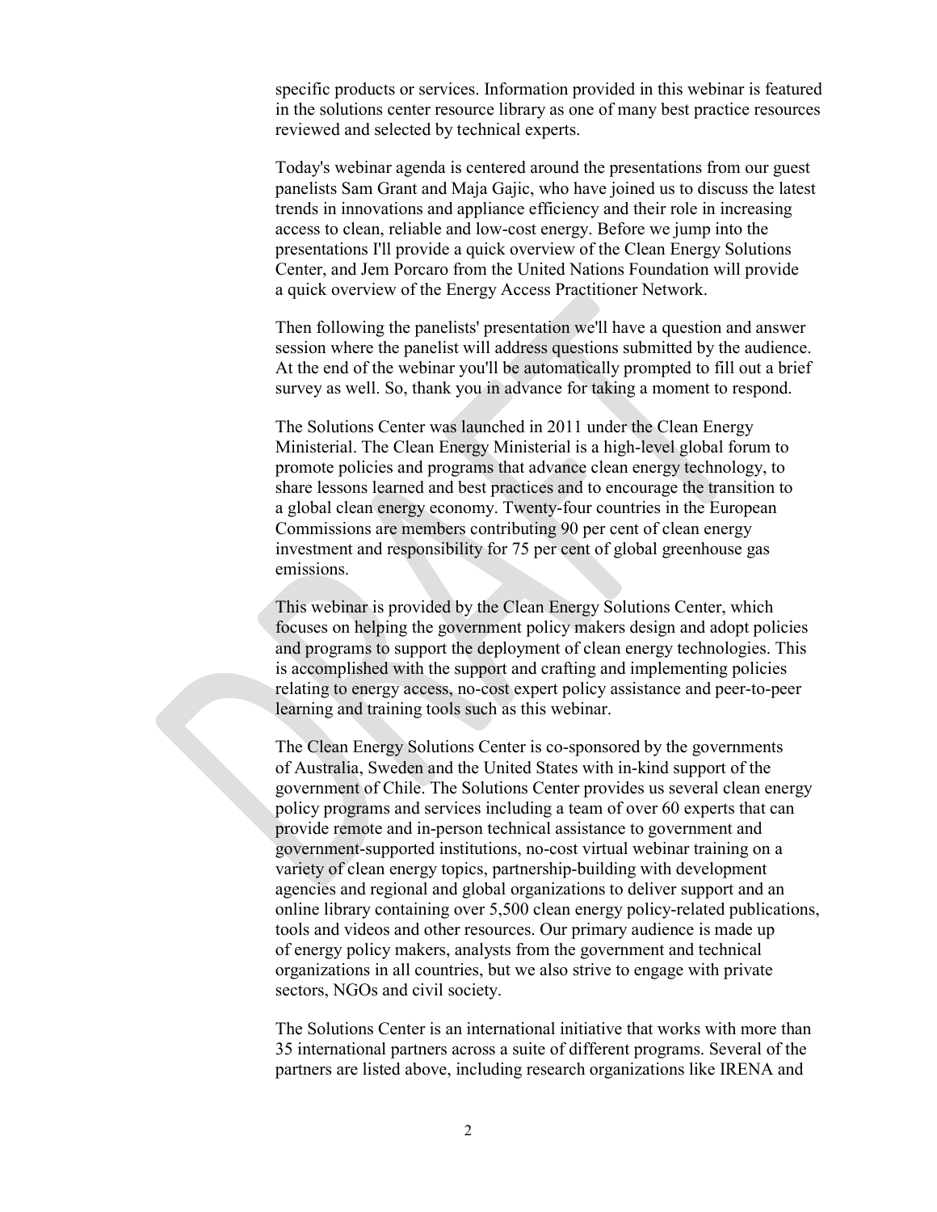specific products or services. Information provided in this webinar is featured in the solutions center resource library as one of many best practice resources reviewed and selected by technical experts.

Today's webinar agenda is centered around the presentations from our guest panelists Sam Grant and Maja Gajic, who have joined us to discuss the latest trends in innovations and appliance efficiency and their role in increasing access to clean, reliable and low-cost energy. Before we jump into the presentations I'll provide a quick overview of the Clean Energy Solutions Center, and Jem Porcaro from the United Nations Foundation will provide a quick overview of the Energy Access Practitioner Network.

Then following the panelists' presentation we'll have a question and answer session where the panelist will address questions submitted by the audience. At the end of the webinar you'll be automatically prompted to fill out a brief survey as well. So, thank you in advance for taking a moment to respond.

The Solutions Center was launched in 2011 under the Clean Energy Ministerial. The Clean Energy Ministerial is a high-level global forum to promote policies and programs that advance clean energy technology, to share lessons learned and best practices and to encourage the transition to a global clean energy economy. Twenty-four countries in the European Commissions are members contributing 90 per cent of clean energy investment and responsibility for 75 per cent of global greenhouse gas emissions.

This webinar is provided by the Clean Energy Solutions Center, which focuses on helping the government policy makers design and adopt policies and programs to support the deployment of clean energy technologies. This is accomplished with the support and crafting and implementing policies relating to energy access, no-cost expert policy assistance and peer-to-peer learning and training tools such as this webinar.

The Clean Energy Solutions Center is co-sponsored by the governments of Australia, Sweden and the United States with in-kind support of the government of Chile. The Solutions Center provides us several clean energy policy programs and services including a team of over 60 experts that can provide remote and in-person technical assistance to government and government-supported institutions, no-cost virtual webinar training on a variety of clean energy topics, partnership-building with development agencies and regional and global organizations to deliver support and an online library containing over 5,500 clean energy policy-related publications, tools and videos and other resources. Our primary audience is made up of energy policy makers, analysts from the government and technical organizations in all countries, but we also strive to engage with private sectors, NGOs and civil society.

The Solutions Center is an international initiative that works with more than 35 international partners across a suite of different programs. Several of the partners are listed above, including research organizations like IRENA and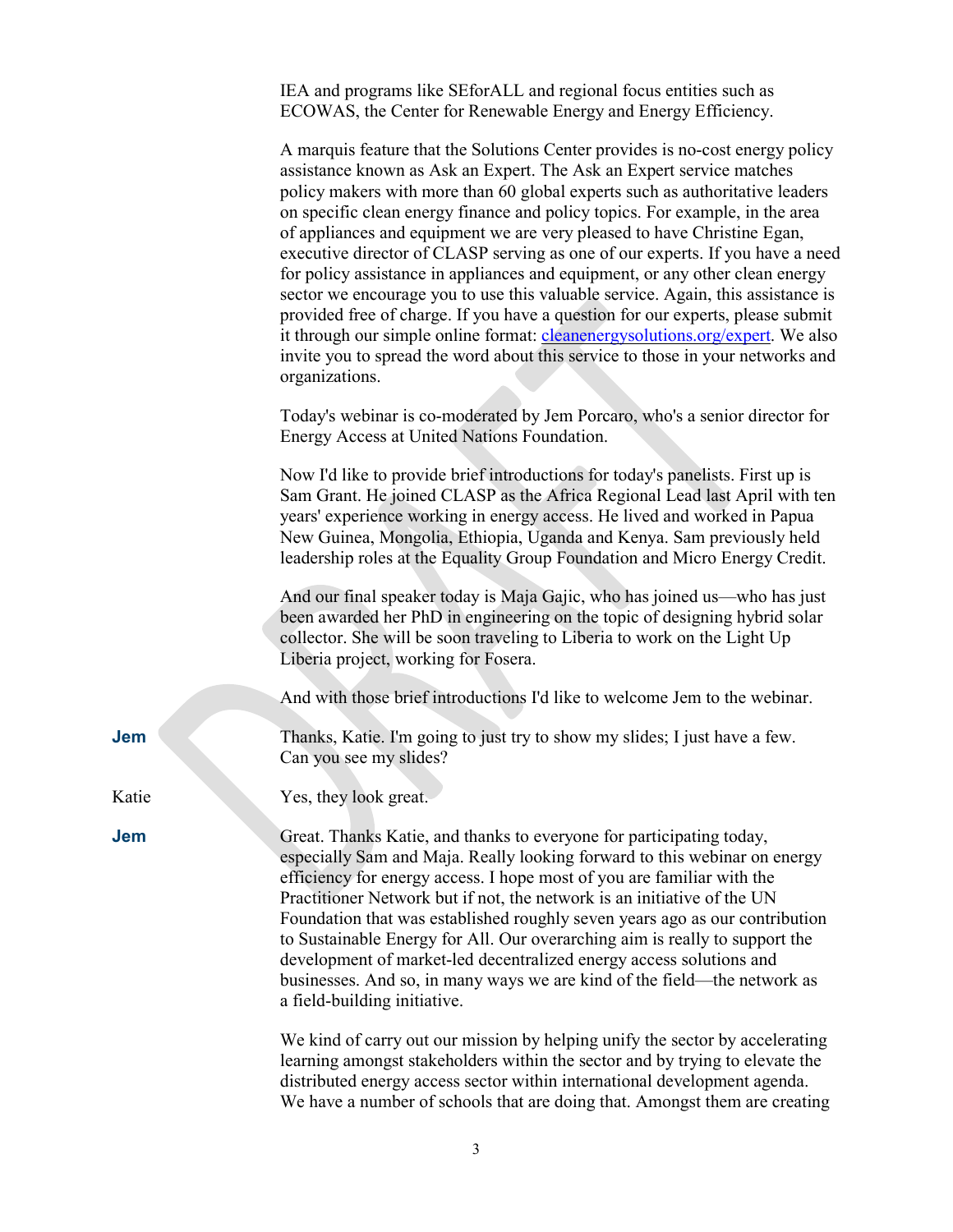IEA and programs like SEforALL and regional focus entities such as ECOWAS, the Center for Renewable Energy and Energy Efficiency.

A marquis feature that the Solutions Center provides is no-cost energy policy assistance known as Ask an Expert. The Ask an Expert service matches policy makers with more than 60 global experts such as authoritative leaders on specific clean energy finance and policy topics. For example, in the area of appliances and equipment we are very pleased to have Christine Egan, executive director of CLASP serving as one of our experts. If you have a need for policy assistance in appliances and equipment, or any other clean energy sector we encourage you to use this valuable service. Again, this assistance is provided free of charge. If you have a question for our experts, please submit it through our simple online format: [cleanenergysolutions.org/expert](cleanenergysolutions.org/expert). We also invite you to spread the word about this service to those in your networks and organizations.

Today's webinar is co-moderated by Jem Porcaro, who's a senior director for Energy Access at United Nations Foundation.

Now I'd like to provide brief introductions for today's panelists. First up is Sam Grant. He joined CLASP as the Africa Regional Lead last April with ten years' experience working in energy access. He lived and worked in Papua New Guinea, Mongolia, Ethiopia, Uganda and Kenya. Sam previously held leadership roles at the Equality Group Foundation and Micro Energy Credit.

And our final speaker today is Maja Gajic, who has joined us—who has just been awarded her PhD in engineering on the topic of designing hybrid solar collector. She will be soon traveling to Liberia to work on the Light Up Liberia project, working for Fosera.

And with those brief introductions I'd like to welcome Jem to the webinar.

**Jem** Thanks, Katie. I'm going to just try to show my slides; I just have a few. Can you see my slides?

Katie Yes, they look great.

**Jem** Great. Thanks Katie, and thanks to everyone for participating today, especially Sam and Maja. Really looking forward to this webinar on energy efficiency for energy access. I hope most of you are familiar with the Practitioner Network but if not, the network is an initiative of the UN Foundation that was established roughly seven years ago as our contribution to Sustainable Energy for All. Our overarching aim is really to support the development of market-led decentralized energy access solutions and businesses. And so, in many ways we are kind of the field—the network as a field-building initiative.

We kind of carry out our mission by helping unify the sector by accelerating learning amongst stakeholders within the sector and by trying to elevate the distributed energy access sector within international development agenda. We have a number of schools that are doing that. Amongst them are creating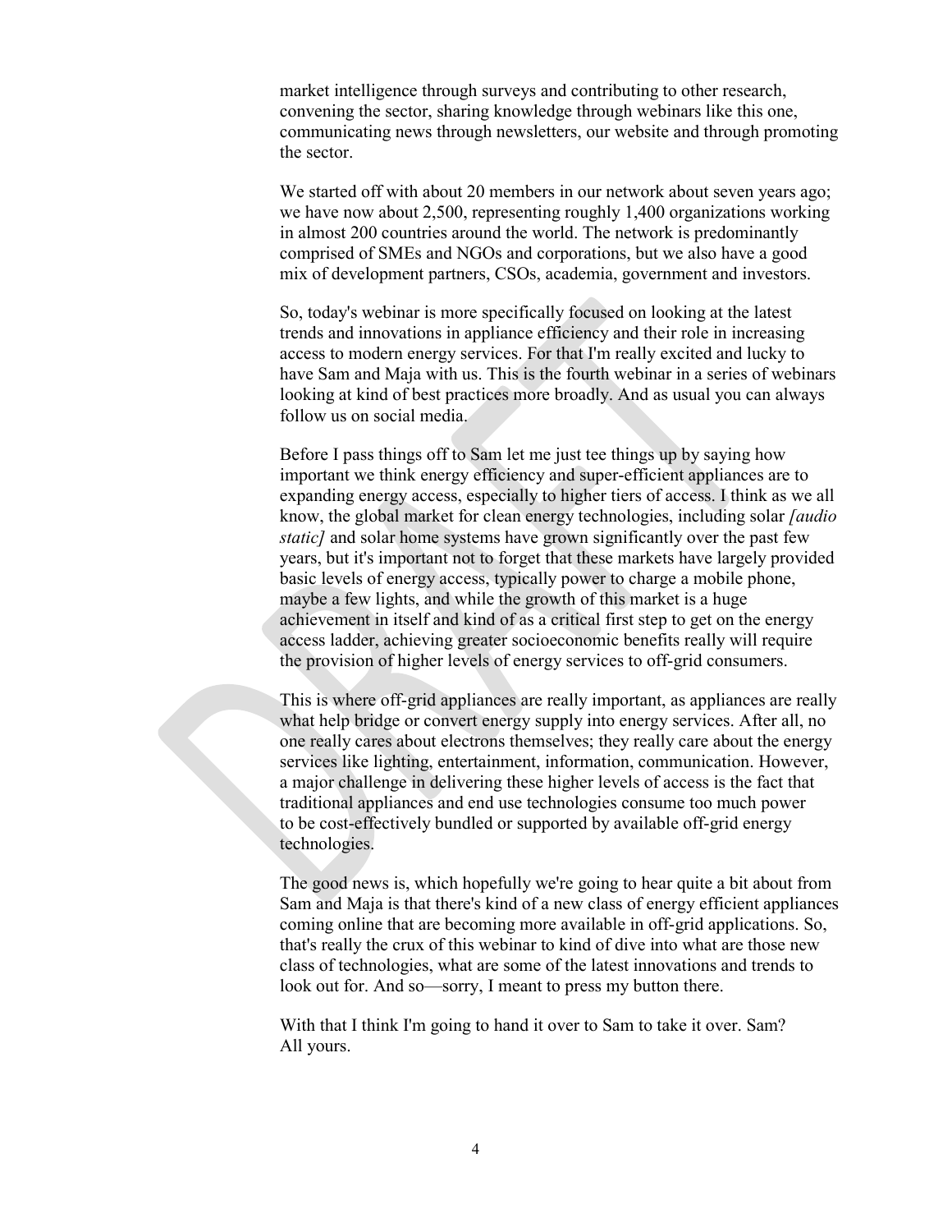market intelligence through surveys and contributing to other research, convening the sector, sharing knowledge through webinars like this one, communicating news through newsletters, our website and through promoting the sector.

We started off with about 20 members in our network about seven years ago; we have now about 2,500, representing roughly 1,400 organizations working in almost 200 countries around the world. The network is predominantly comprised of SMEs and NGOs and corporations, but we also have a good mix of development partners, CSOs, academia, government and investors.

So, today's webinar is more specifically focused on looking at the latest trends and innovations in appliance efficiency and their role in increasing access to modern energy services. For that I'm really excited and lucky to have Sam and Maja with us. This is the fourth webinar in a series of webinars looking at kind of best practices more broadly. And as usual you can always follow us on social media.

Before I pass things off to Sam let me just tee things up by saying how important we think energy efficiency and super-efficient appliances are to expanding energy access, especially to higher tiers of access. I think as we all know, the global market for clean energy technologies, including solar *[audio static]* and solar home systems have grown significantly over the past few years, but it's important not to forget that these markets have largely provided basic levels of energy access, typically power to charge a mobile phone, maybe a few lights, and while the growth of this market is a huge achievement in itself and kind of as a critical first step to get on the energy access ladder, achieving greater socioeconomic benefits really will require the provision of higher levels of energy services to off-grid consumers.

This is where off-grid appliances are really important, as appliances are really what help bridge or convert energy supply into energy services. After all, no one really cares about electrons themselves; they really care about the energy services like lighting, entertainment, information, communication. However, a major challenge in delivering these higher levels of access is the fact that traditional appliances and end use technologies consume too much power to be cost-effectively bundled or supported by available off-grid energy technologies.

The good news is, which hopefully we're going to hear quite a bit about from Sam and Maja is that there's kind of a new class of energy efficient appliances coming online that are becoming more available in off-grid applications. So, that's really the crux of this webinar to kind of dive into what are those new class of technologies, what are some of the latest innovations and trends to look out for. And so—sorry, I meant to press my button there.

With that I think I'm going to hand it over to Sam to take it over. Sam? All yours.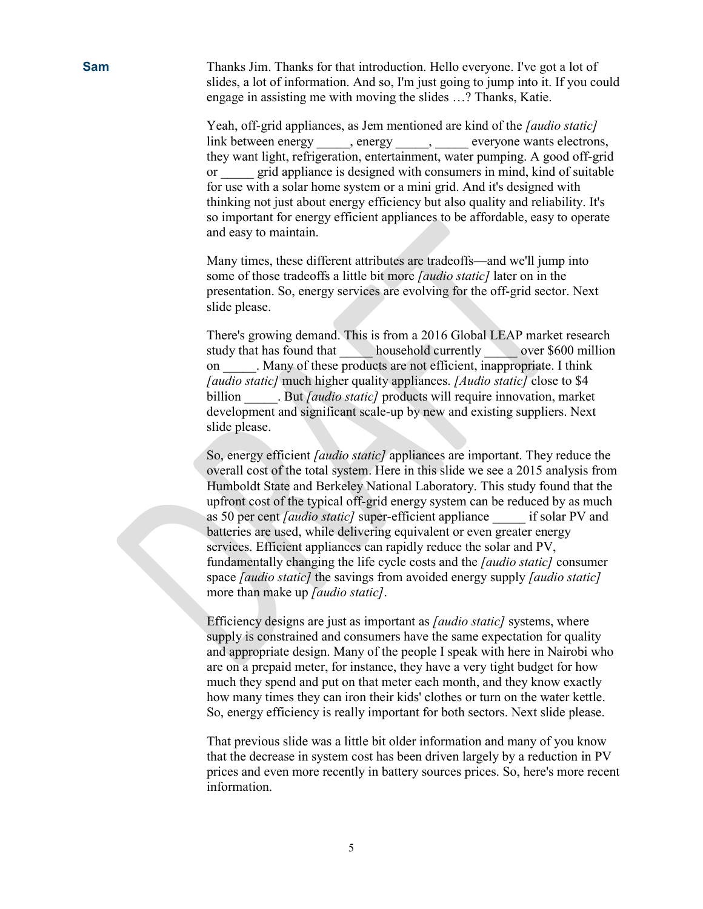**Sam**

Thanks Jim. Thanks for that introduction. Hello everyone. I've got a lot of slides, a lot of information. And so, I'm just going to jump into it. If you could engage in assisting me with moving the slides …? Thanks, Katie.

Yeah, off-grid appliances, as Jem mentioned are kind of the *[audio static]* link between energy _____, energy _____, _____ everyone wants electrons, they want light, refrigeration, entertainment, water pumping. A good off-grid or _____ grid appliance is designed with consumers in mind, kind of suitable for use with a solar home system or a mini grid. And it's designed with thinking not just about energy efficiency but also quality and reliability. It's so important for energy efficient appliances to be affordable, easy to operate and easy to maintain.

Many times, these different attributes are tradeoffs—and we'll jump into some of those tradeoffs a little bit more *[audio static]* later on in the presentation. So, energy services are evolving for the off-grid sector. Next slide please.

There's growing demand. This is from a 2016 Global LEAP market research study that has found that _____ household currently _____ over $600 million on _____. Many of these products are not efficient, inappropriate. I think *[audio static]* much higher quality appliances. *[Audio static]* close to $4 billion _____. But *[audio static]* products will require innovation, market development and significant scale-up by new and existing suppliers. Next slide please.

So, energy efficient *[audio static]* appliances are important. They reduce the overall cost of the total system. Here in this slide we see a 2015 analysis from Humboldt State and Berkeley National Laboratory. This study found that the upfront cost of the typical off-grid energy system can be reduced by as much as 50 per cent *[audio static]* super-efficient appliance _____ if solar PV and batteries are used, while delivering equivalent or even greater energy services. Efficient appliances can rapidly reduce the solar and PV, fundamentally changing the life cycle costs and the *[audio static]* consumer space *[audio static]* the savings from avoided energy supply *[audio static]* more than make up *[audio static]*.

Efficiency designs are just as important as *[audio static]* systems, where supply is constrained and consumers have the same expectation for quality and appropriate design. Many of the people I speak with here in Nairobi who are on a prepaid meter, for instance, they have a very tight budget for how much they spend and put on that meter each month, and they know exactly how many times they can iron their kids' clothes or turn on the water kettle. So, energy efficiency is really important for both sectors. Next slide please.

That previous slide was a little bit older information and many of you know that the decrease in system cost has been driven largely by a reduction in PV prices and even more recently in battery sources prices. So, here's more recent information.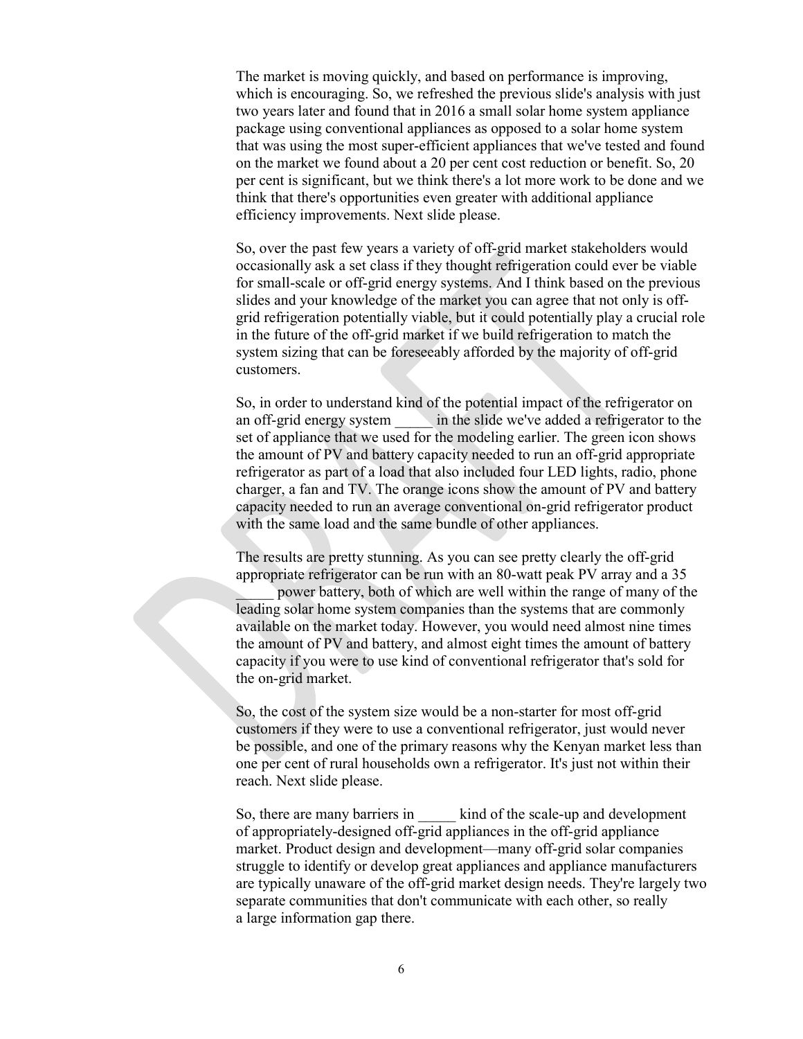The market is moving quickly, and based on performance is improving, which is encouraging. So, we refreshed the previous slide's analysis with just two years later and found that in 2016 a small solar home system appliance package using conventional appliances as opposed to a solar home system that was using the most super-efficient appliances that we've tested and found on the market we found about a 20 per cent cost reduction or benefit. So, 20 per cent is significant, but we think there's a lot more work to be done and we think that there's opportunities even greater with additional appliance efficiency improvements. Next slide please.

So, over the past few years a variety of off-grid market stakeholders would occasionally ask a set class if they thought refrigeration could ever be viable for small-scale or off-grid energy systems. And I think based on the previous slides and your knowledge of the market you can agree that not only is off-grid refrigeration potentially viable, but it could potentially play a crucial role in the future of the off-grid market if we build refrigeration to match the system sizing that can be foreseeably afforded by the majority of off-grid customers.

So, in order to understand kind of the potential impact of the refrigerator on an off-grid energy system _____ in the slide we've added a refrigerator to the set of appliance that we used for the modeling earlier. The green icon shows the amount of PV and battery capacity needed to run an off-grid appropriate refrigerator as part of a load that also included four LED lights, radio, phone charger, a fan and TV. The orange icons show the amount of PV and battery capacity needed to run an average conventional on-grid refrigerator product with the same load and the same bundle of other appliances.

The results are pretty stunning. As you can see pretty clearly the off-grid appropriate refrigerator can be run with an 80-watt peak PV array and a 35 _____ power battery, both of which are well within the range of many of the leading solar home system companies than the systems that are commonly available on the market today. However, you would need almost nine times the amount of PV and battery, and almost eight times the amount of battery capacity if you were to use kind of conventional refrigerator that's sold for the on-grid market.

So, the cost of the system size would be a non-starter for most off-grid customers if they were to use a conventional refrigerator, just would never be possible, and one of the primary reasons why the Kenyan market less than one per cent of rural households own a refrigerator. It's just not within their reach. Next slide please.

So, there are many barriers in _____ kind of the scale-up and development of appropriately-designed off-grid appliances in the off-grid appliance market. Product design and development—many off-grid solar companies struggle to identify or develop great appliances and appliance manufacturers are typically unaware of the off-grid market design needs. They're largely two separate communities that don't communicate with each other, so really a large information gap there.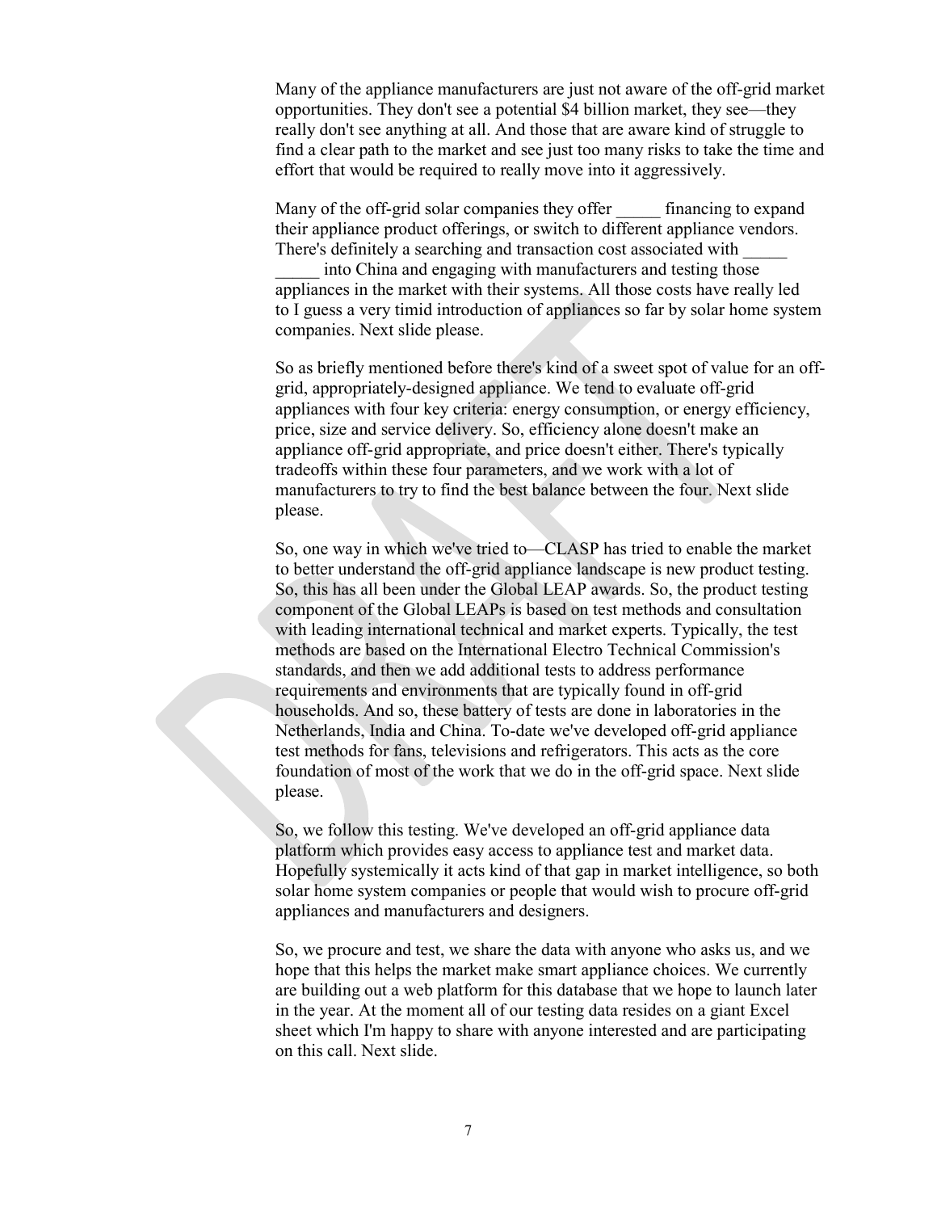Many of the appliance manufacturers are just not aware of the off-grid market opportunities. They don't see a potential $4 billion market, they see—they really don't see anything at all. And those that are aware kind of struggle to find a clear path to the market and see just too many risks to take the time and effort that would be required to really move into it aggressively.

Many of the off-grid solar companies they offer _____ financing to expand their appliance product offerings, or switch to different appliance vendors. There's definitely a searching and transaction cost associated with _____ _____ into China and engaging with manufacturers and testing those appliances in the market with their systems. All those costs have really led to I guess a very timid introduction of appliances so far by solar home system companies. Next slide please.

So as briefly mentioned before there's kind of a sweet spot of value for an off-grid, appropriately-designed appliance. We tend to evaluate off-grid appliances with four key criteria: energy consumption, or energy efficiency, price, size and service delivery. So, efficiency alone doesn't make an appliance off-grid appropriate, and price doesn't either. There's typically tradeoffs within these four parameters, and we work with a lot of manufacturers to try to find the best balance between the four. Next slide please.

So, one way in which we've tried to—CLASP has tried to enable the market to better understand the off-grid appliance landscape is new product testing. So, this has all been under the Global LEAP awards. So, the product testing component of the Global LEAPs is based on test methods and consultation with leading international technical and market experts. Typically, the test methods are based on the International Electro Technical Commission's standards, and then we add additional tests to address performance requirements and environments that are typically found in off-grid households. And so, these battery of tests are done in laboratories in the Netherlands, India and China. To-date we've developed off-grid appliance test methods for fans, televisions and refrigerators. This acts as the core foundation of most of the work that we do in the off-grid space. Next slide please.

So, we follow this testing. We've developed an off-grid appliance data platform which provides easy access to appliance test and market data. Hopefully systemically it acts kind of that gap in market intelligence, so both solar home system companies or people that would wish to procure off-grid appliances and manufacturers and designers.

So, we procure and test, we share the data with anyone who asks us, and we hope that this helps the market make smart appliance choices. We currently are building out a web platform for this database that we hope to launch later in the year. At the moment all of our testing data resides on a giant Excel sheet which I'm happy to share with anyone interested and are participating on this call. Next slide.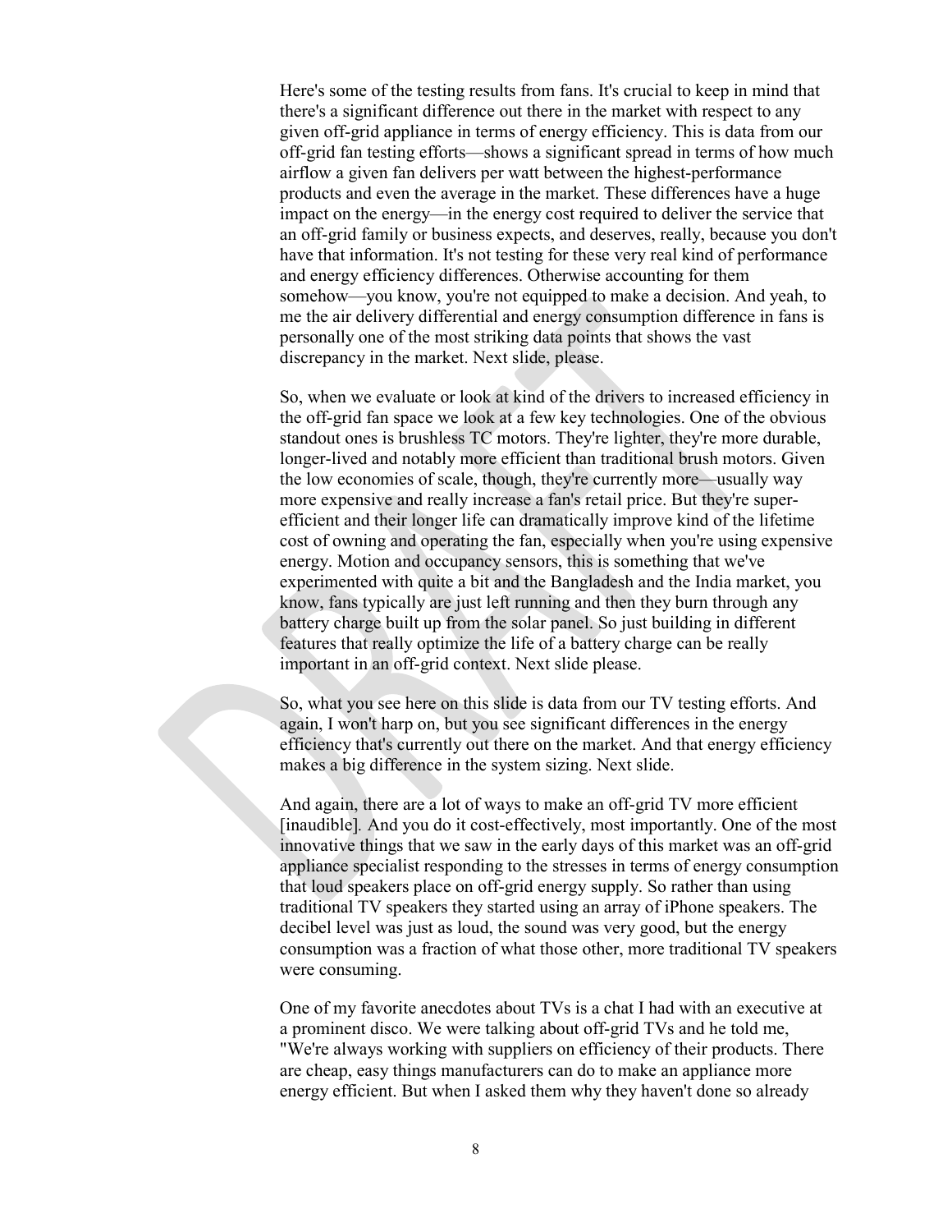Here's some of the testing results from fans. It's crucial to keep in mind that there's a significant difference out there in the market with respect to any given off-grid appliance in terms of energy efficiency. This is data from our off-grid fan testing efforts—shows a significant spread in terms of how much airflow a given fan delivers per watt between the highest-performance products and even the average in the market. These differences have a huge impact on the energy—in the energy cost required to deliver the service that an off-grid family or business expects, and deserves, really, because you don't have that information. It's not testing for these very real kind of performance and energy efficiency differences. Otherwise accounting for them somehow—you know, you're not equipped to make a decision. And yeah, to me the air delivery differential and energy consumption difference in fans is personally one of the most striking data points that shows the vast discrepancy in the market. Next slide, please.

So, when we evaluate or look at kind of the drivers to increased efficiency in the off-grid fan space we look at a few key technologies. One of the obvious standout ones is brushless TC motors. They're lighter, they're more durable, longer-lived and notably more efficient than traditional brush motors. Given the low economies of scale, though, they're currently more—usually way more expensive and really increase a fan's retail price. But they're super-efficient and their longer life can dramatically improve kind of the lifetime cost of owning and operating the fan, especially when you're using expensive energy. Motion and occupancy sensors, this is something that we've experimented with quite a bit and the Bangladesh and the India market, you know, fans typically are just left running and then they burn through any battery charge built up from the solar panel. So just building in different features that really optimize the life of a battery charge can be really important in an off-grid context. Next slide please.

So, what you see here on this slide is data from our TV testing efforts. And again, I won't harp on, but you see significant differences in the energy efficiency that's currently out there on the market. And that energy efficiency makes a big difference in the system sizing. Next slide.

And again, there are a lot of ways to make an off-grid TV more efficient [inaudible]. And you do it cost-effectively, most importantly. One of the most innovative things that we saw in the early days of this market was an off-grid appliance specialist responding to the stresses in terms of energy consumption that loud speakers place on off-grid energy supply. So rather than using traditional TV speakers they started using an array of iPhone speakers. The decibel level was just as loud, the sound was very good, but the energy consumption was a fraction of what those other, more traditional TV speakers were consuming.

One of my favorite anecdotes about TVs is a chat I had with an executive at a prominent disco. We were talking about off-grid TVs and he told me, "We're always working with suppliers on efficiency of their products. There are cheap, easy things manufacturers can do to make an appliance more energy efficient. But when I asked them why they haven't done so already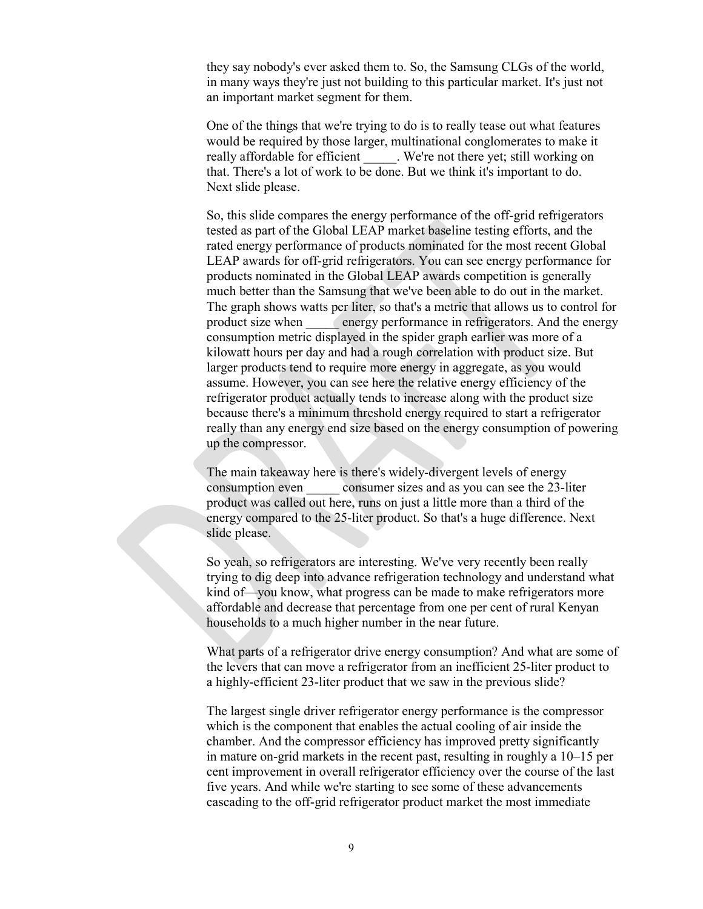they say nobody's ever asked them to. So, the Samsung CLGs of the world, in many ways they're just not building to this particular market. It's just not an important market segment for them.

One of the things that we're trying to do is to really tease out what features would be required by those larger, multinational conglomerates to make it really affordable for efficient _____. We're not there yet; still working on that. There's a lot of work to be done. But we think it's important to do. Next slide please.

So, this slide compares the energy performance of the off-grid refrigerators tested as part of the Global LEAP market baseline testing efforts, and the rated energy performance of products nominated for the most recent Global LEAP awards for off-grid refrigerators. You can see energy performance for products nominated in the Global LEAP awards competition is generally much better than the Samsung that we've been able to do out in the market. The graph shows watts per liter, so that's a metric that allows us to control for product size when _____ energy performance in refrigerators. And the energy consumption metric displayed in the spider graph earlier was more of a kilowatt hours per day and had a rough correlation with product size. But larger products tend to require more energy in aggregate, as you would assume. However, you can see here the relative energy efficiency of the refrigerator product actually tends to increase along with the product size because there's a minimum threshold energy required to start a refrigerator really than any energy end size based on the energy consumption of powering up the compressor.

The main takeaway here is there's widely-divergent levels of energy consumption even _____ consumer sizes and as you can see the 23-liter product was called out here, runs on just a little more than a third of the energy compared to the 25-liter product. So that's a huge difference. Next slide please.

So yeah, so refrigerators are interesting. We've very recently been really trying to dig deep into advance refrigeration technology and understand what kind of—you know, what progress can be made to make refrigerators more affordable and decrease that percentage from one per cent of rural Kenyan households to a much higher number in the near future.

What parts of a refrigerator drive energy consumption? And what are some of the levers that can move a refrigerator from an inefficient 25-liter product to a highly-efficient 23-liter product that we saw in the previous slide?

The largest single driver refrigerator energy performance is the compressor which is the component that enables the actual cooling of air inside the chamber. And the compressor efficiency has improved pretty significantly in mature on-grid markets in the recent past, resulting in roughly a 10–15 per cent improvement in overall refrigerator efficiency over the course of the last five years. And while we're starting to see some of these advancements cascading to the off-grid refrigerator product market the most immediate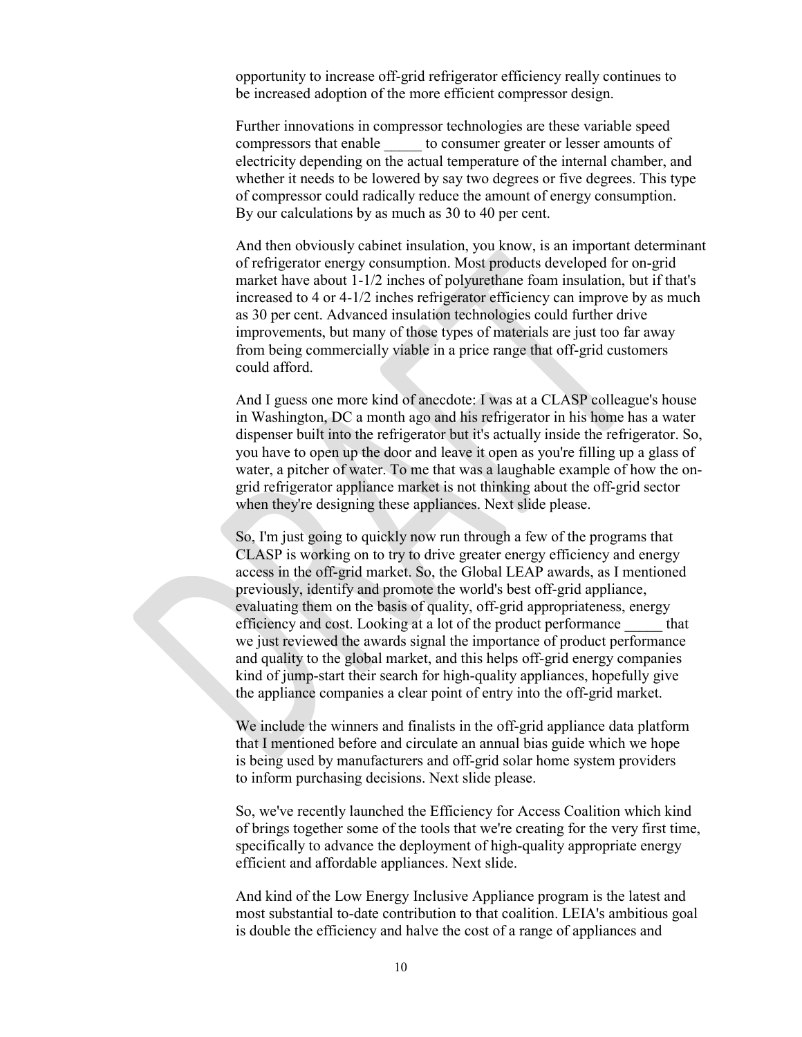opportunity to increase off-grid refrigerator efficiency really continues to be increased adoption of the more efficient compressor design.

Further innovations in compressor technologies are these variable speed compressors that enable _____ to consumer greater or lesser amounts of electricity depending on the actual temperature of the internal chamber, and whether it needs to be lowered by say two degrees or five degrees. This type of compressor could radically reduce the amount of energy consumption. By our calculations by as much as 30 to 40 per cent.

And then obviously cabinet insulation, you know, is an important determinant of refrigerator energy consumption. Most products developed for on-grid market have about 1-1/2 inches of polyurethane foam insulation, but if that's increased to 4 or 4-1/2 inches refrigerator efficiency can improve by as much as 30 per cent. Advanced insulation technologies could further drive improvements, but many of those types of materials are just too far away from being commercially viable in a price range that off-grid customers could afford.

And I guess one more kind of anecdote: I was at a CLASP colleague's house in Washington, DC a month ago and his refrigerator in his home has a water dispenser built into the refrigerator but it's actually inside the refrigerator. So, you have to open up the door and leave it open as you're filling up a glass of water, a pitcher of water. To me that was a laughable example of how the on-grid refrigerator appliance market is not thinking about the off-grid sector when they're designing these appliances. Next slide please.

So, I'm just going to quickly now run through a few of the programs that CLASP is working on to try to drive greater energy efficiency and energy access in the off-grid market. So, the Global LEAP awards, as I mentioned previously, identify and promote the world's best off-grid appliance, evaluating them on the basis of quality, off-grid appropriateness, energy efficiency and cost. Looking at a lot of the product performance _____ that we just reviewed the awards signal the importance of product performance and quality to the global market, and this helps off-grid energy companies kind of jump-start their search for high-quality appliances, hopefully give the appliance companies a clear point of entry into the off-grid market.

We include the winners and finalists in the off-grid appliance data platform that I mentioned before and circulate an annual bias guide which we hope is being used by manufacturers and off-grid solar home system providers to inform purchasing decisions. Next slide please.

So, we've recently launched the Efficiency for Access Coalition which kind of brings together some of the tools that we're creating for the very first time, specifically to advance the deployment of high-quality appropriate energy efficient and affordable appliances. Next slide.

And kind of the Low Energy Inclusive Appliance program is the latest and most substantial to-date contribution to that coalition. LEIA's ambitious goal is double the efficiency and halve the cost of a range of appliances and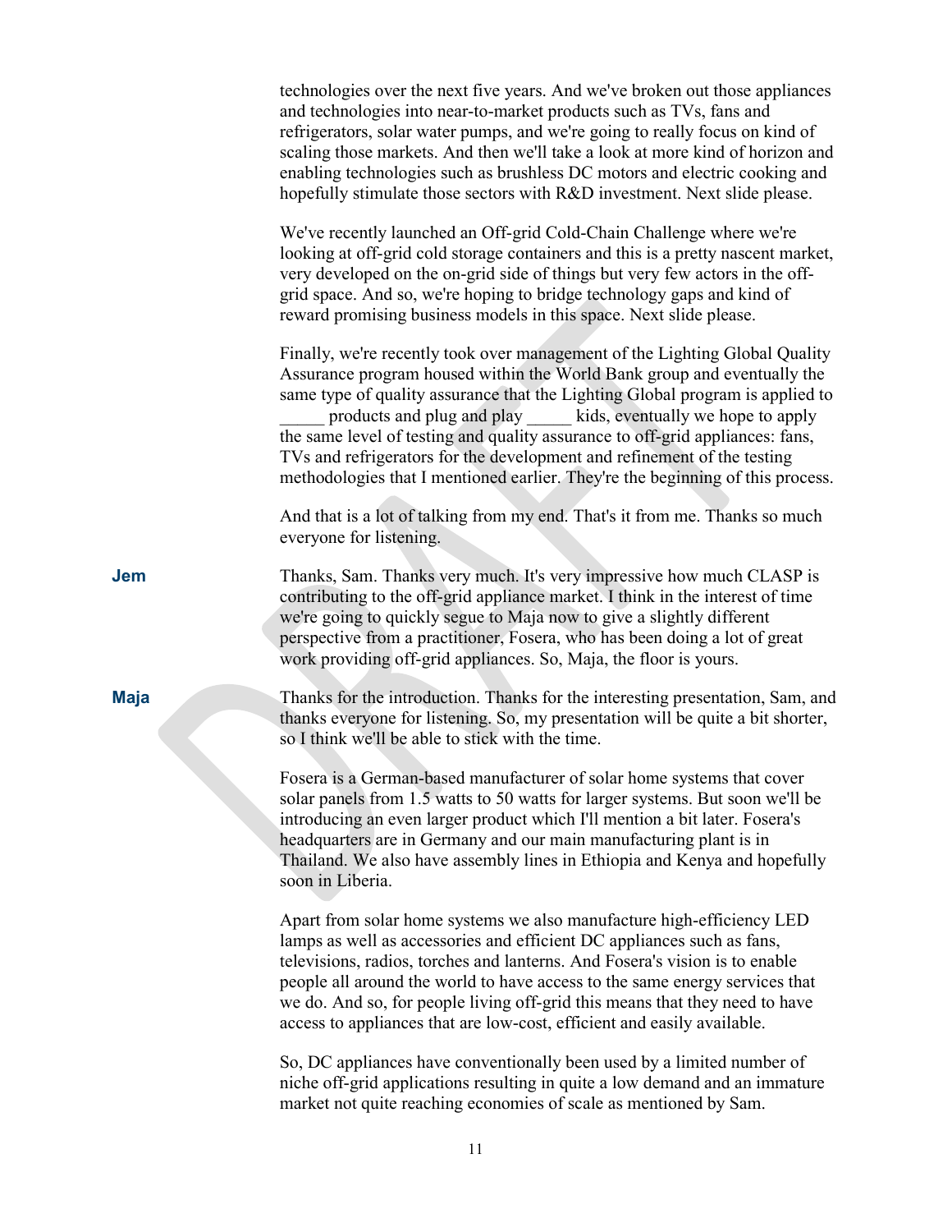technologies over the next five years. And we've broken out those appliances and technologies into near-to-market products such as TVs, fans and refrigerators, solar water pumps, and we're going to really focus on kind of scaling those markets. And then we'll take a look at more kind of horizon and enabling technologies such as brushless DC motors and electric cooking and hopefully stimulate those sectors with R&D investment. Next slide please.

We've recently launched an Off-grid Cold-Chain Challenge where we're looking at off-grid cold storage containers and this is a pretty nascent market, very developed on the on-grid side of things but very few actors in the off-grid space. And so, we're hoping to bridge technology gaps and kind of reward promising business models in this space. Next slide please.

Finally, we're recently took over management of the Lighting Global Quality Assurance program housed within the World Bank group and eventually the same type of quality assurance that the Lighting Global program is applied to _____ products and plug and play _____ kids, eventually we hope to apply the same level of testing and quality assurance to off-grid appliances: fans, TVs and refrigerators for the development and refinement of the testing methodologies that I mentioned earlier. They're the beginning of this process.

And that is a lot of talking from my end. That's it from me. Thanks so much everyone for listening.

**Jem** Thanks, Sam. Thanks very much. It's very impressive how much CLASP is contributing to the off-grid appliance market. I think in the interest of time we're going to quickly segue to Maja now to give a slightly different perspective from a practitioner, Fosera, who has been doing a lot of great work providing off-grid appliances. So, Maja, the floor is yours.

**Maja** Thanks for the introduction. Thanks for the interesting presentation, Sam, and thanks everyone for listening. So, my presentation will be quite a bit shorter, so I think we'll be able to stick with the time.

Fosera is a German-based manufacturer of solar home systems that cover solar panels from 1.5 watts to 50 watts for larger systems. But soon we'll be introducing an even larger product which I'll mention a bit later. Fosera's headquarters are in Germany and our main manufacturing plant is in Thailand. We also have assembly lines in Ethiopia and Kenya and hopefully soon in Liberia.

Apart from solar home systems we also manufacture high-efficiency LED lamps as well as accessories and efficient DC appliances such as fans, televisions, radios, torches and lanterns. And Fosera's vision is to enable people all around the world to have access to the same energy services that we do. And so, for people living off-grid this means that they need to have access to appliances that are low-cost, efficient and easily available.

So, DC appliances have conventionally been used by a limited number of niche off-grid applications resulting in quite a low demand and an immature market not quite reaching economies of scale as mentioned by Sam.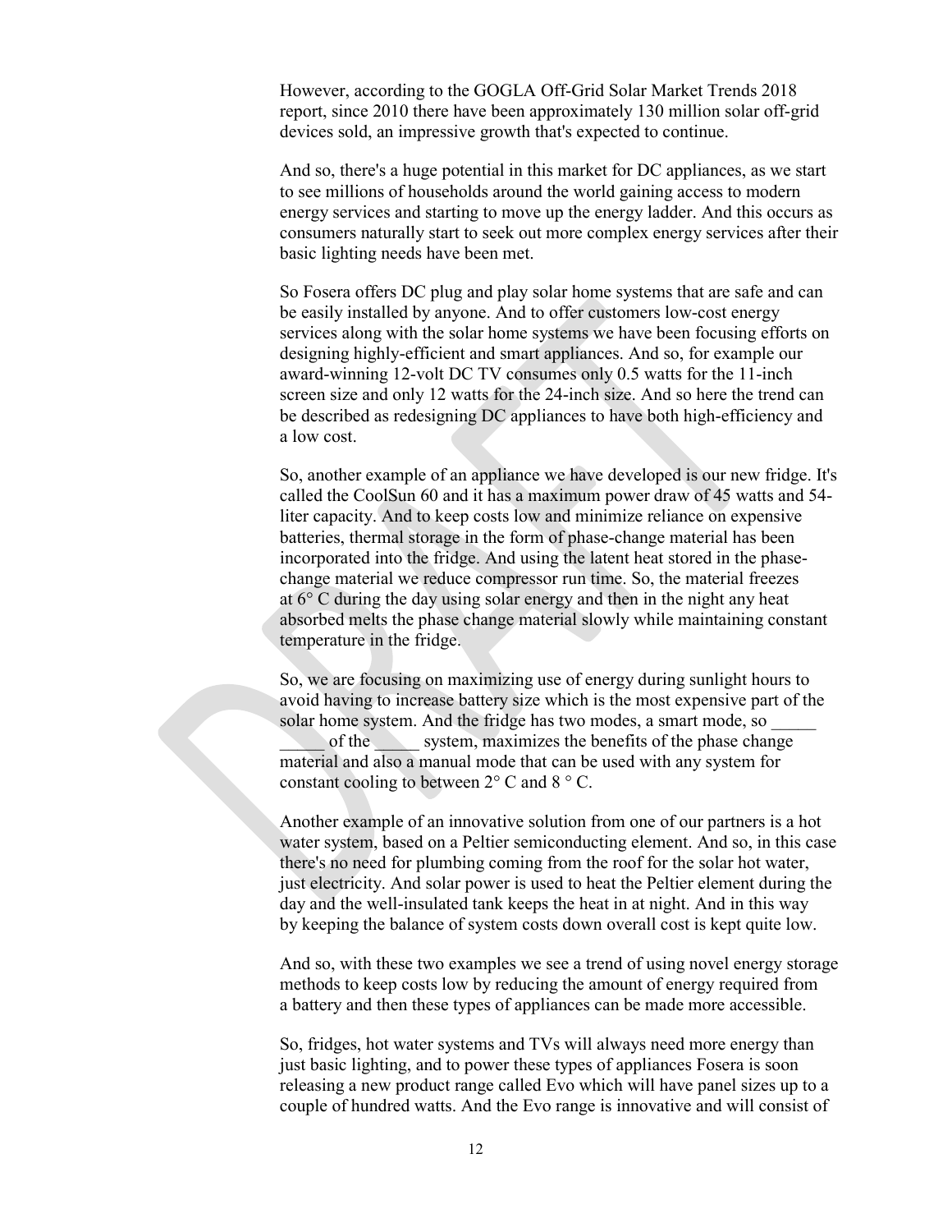However, according to the GOGLA Off-Grid Solar Market Trends 2018 report, since 2010 there have been approximately 130 million solar off-grid devices sold, an impressive growth that's expected to continue.

And so, there's a huge potential in this market for DC appliances, as we start to see millions of households around the world gaining access to modern energy services and starting to move up the energy ladder. And this occurs as consumers naturally start to seek out more complex energy services after their basic lighting needs have been met.

So Fosera offers DC plug and play solar home systems that are safe and can be easily installed by anyone. And to offer customers low-cost energy services along with the solar home systems we have been focusing efforts on designing highly-efficient and smart appliances. And so, for example our award-winning 12-volt DC TV consumes only 0.5 watts for the 11-inch screen size and only 12 watts for the 24-inch size. And so here the trend can be described as redesigning DC appliances to have both high-efficiency and a low cost.

So, another example of an appliance we have developed is our new fridge. It's called the CoolSun 60 and it has a maximum power draw of 45 watts and 54-liter capacity. And to keep costs low and minimize reliance on expensive batteries, thermal storage in the form of phase-change material has been incorporated into the fridge. And using the latent heat stored in the phase-change material we reduce compressor run time. So, the material freezes at 6° C during the day using solar energy and then in the night any heat absorbed melts the phase change material slowly while maintaining constant temperature in the fridge.

So, we are focusing on maximizing use of energy during sunlight hours to avoid having to increase battery size which is the most expensive part of the solar home system. And the fridge has two modes, a smart mode, so _____ _____ of the _____ system, maximizes the benefits of the phase change material and also a manual mode that can be used with any system for constant cooling to between 2° C and 8 ° C.

Another example of an innovative solution from one of our partners is a hot water system, based on a Peltier semiconducting element. And so, in this case there's no need for plumbing coming from the roof for the solar hot water, just electricity. And solar power is used to heat the Peltier element during the day and the well-insulated tank keeps the heat in at night. And in this way by keeping the balance of system costs down overall cost is kept quite low.

And so, with these two examples we see a trend of using novel energy storage methods to keep costs low by reducing the amount of energy required from a battery and then these types of appliances can be made more accessible.

So, fridges, hot water systems and TVs will always need more energy than just basic lighting, and to power these types of appliances Fosera is soon releasing a new product range called Evo which will have panel sizes up to a couple of hundred watts. And the Evo range is innovative and will consist of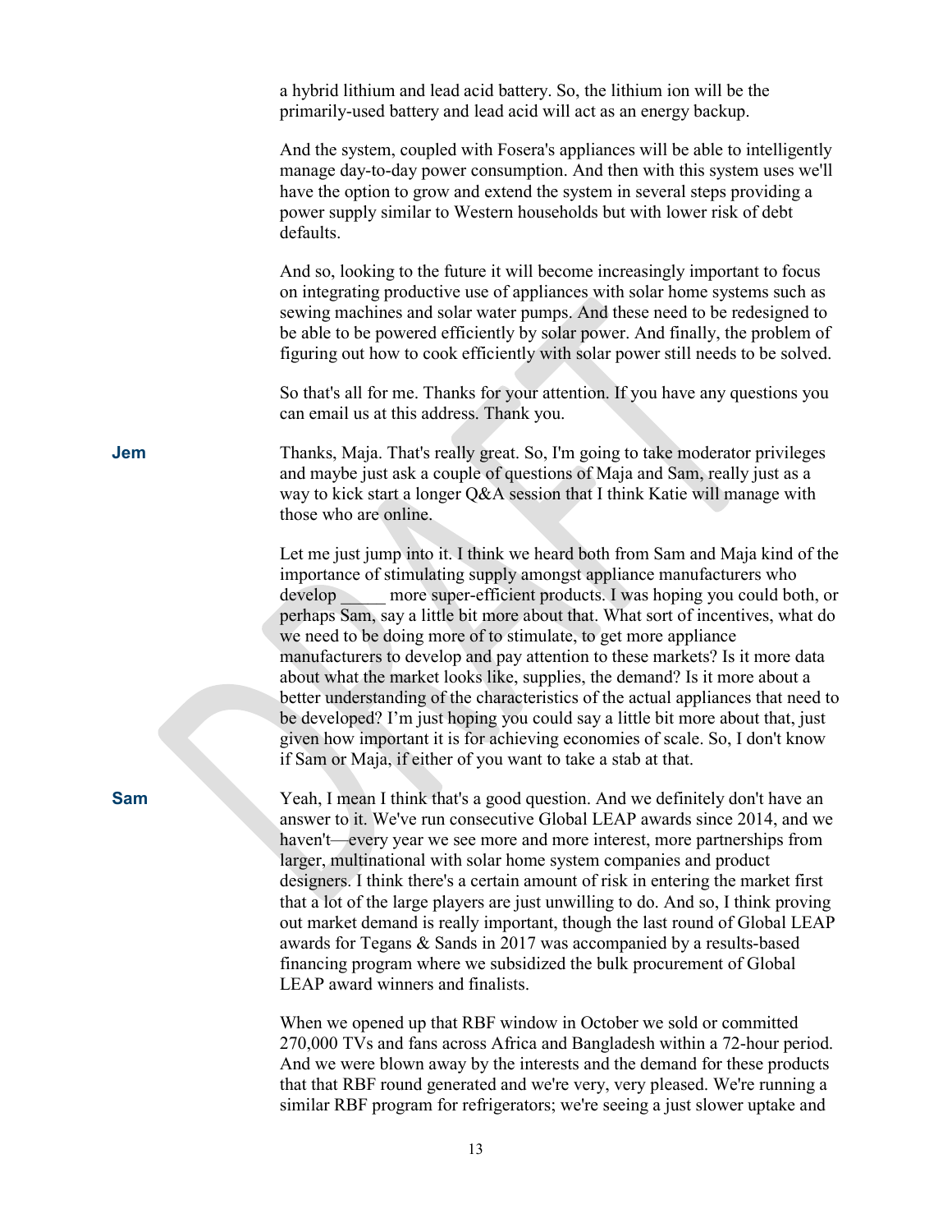a hybrid lithium and lead acid battery. So, the lithium ion will be the primarily-used battery and lead acid will act as an energy backup.

And the system, coupled with Fosera's appliances will be able to intelligently manage day-to-day power consumption. And then with this system uses we'll have the option to grow and extend the system in several steps providing a power supply similar to Western households but with lower risk of debt defaults.

And so, looking to the future it will become increasingly important to focus on integrating productive use of appliances with solar home systems such as sewing machines and solar water pumps. And these need to be redesigned to be able to be powered efficiently by solar power. And finally, the problem of figuring out how to cook efficiently with solar power still needs to be solved.

So that's all for me. Thanks for your attention. If you have any questions you can email us at this address. Thank you.

**Jem** Thanks, Maja. That's really great. So, I'm going to take moderator privileges and maybe just ask a couple of questions of Maja and Sam, really just as a way to kick start a longer Q&A session that I think Katie will manage with those who are online.

Let me just jump into it. I think we heard both from Sam and Maja kind of the importance of stimulating supply amongst appliance manufacturers who develop _____ more super-efficient products. I was hoping you could both, or perhaps Sam, say a little bit more about that. What sort of incentives, what do we need to be doing more of to stimulate, to get more appliance manufacturers to develop and pay attention to these markets? Is it more data about what the market looks like, supplies, the demand? Is it more about a better understanding of the characteristics of the actual appliances that need to be developed? I'm just hoping you could say a little bit more about that, just given how important it is for achieving economies of scale. So, I don't know if Sam or Maja, if either of you want to take a stab at that.

**Sam** Yeah, I mean I think that's a good question. And we definitely don't have an answer to it. We've run consecutive Global LEAP awards since 2014, and we haven't—every year we see more and more interest, more partnerships from larger, multinational with solar home system companies and product designers. I think there's a certain amount of risk in entering the market first that a lot of the large players are just unwilling to do. And so, I think proving out market demand is really important, though the last round of Global LEAP awards for Tegans & Sands in 2017 was accompanied by a results-based financing program where we subsidized the bulk procurement of Global LEAP award winners and finalists.

When we opened up that RBF window in October we sold or committed 270,000 TVs and fans across Africa and Bangladesh within a 72-hour period. And we were blown away by the interests and the demand for these products that that RBF round generated and we're very, very pleased. We're running a similar RBF program for refrigerators; we're seeing a just slower uptake and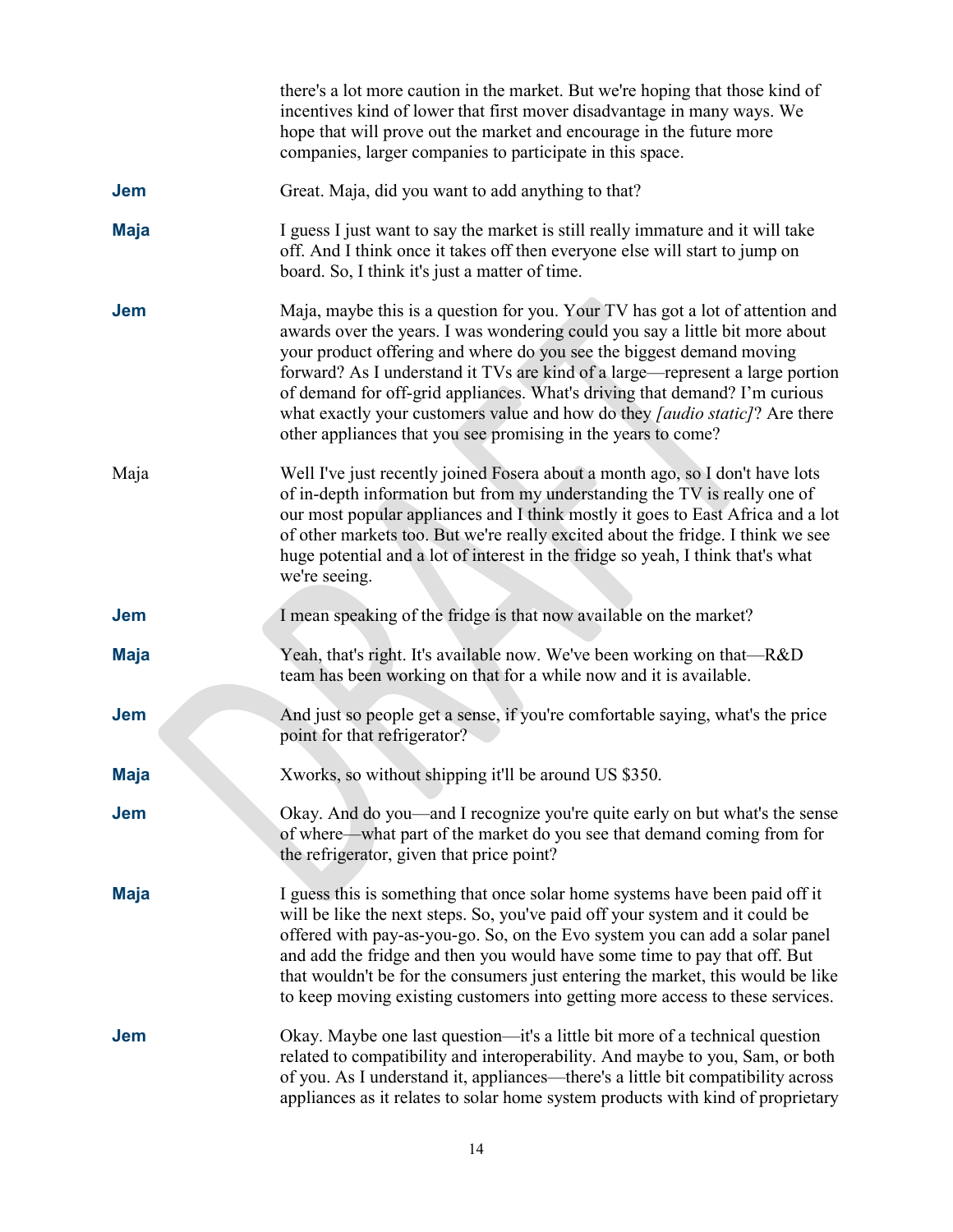there's a lot more caution in the market. But we're hoping that those kind of incentives kind of lower that first mover disadvantage in many ways. We hope that will prove out the market and encourage in the future more companies, larger companies to participate in this space.

**Jem** Great. Maja, did you want to add anything to that?

**Maja** I guess I just want to say the market is still really immature and it will take off. And I think once it takes off then everyone else will start to jump on board. So, I think it's just a matter of time.

**Jem** Maja, maybe this is a question for you. Your TV has got a lot of attention and awards over the years. I was wondering could you say a little bit more about your product offering and where do you see the biggest demand moving forward? As I understand it TVs are kind of a large—represent a large portion of demand for off-grid appliances. What's driving that demand? I'm curious what exactly your customers value and how do they *[audio static]*? Are there other appliances that you see promising in the years to come?

Maja Well I've just recently joined Fosera about a month ago, so I don't have lots of in-depth information but from my understanding the TV is really one of our most popular appliances and I think mostly it goes to East Africa and a lot of other markets too. But we're really excited about the fridge. I think we see huge potential and a lot of interest in the fridge so yeah, I think that's what we're seeing.

**Jem** I mean speaking of the fridge is that now available on the market?

**Maja** Yeah, that's right. It's available now. We've been working on that—R&D team has been working on that for a while now and it is available.

**Jem** And just so people get a sense, if you're comfortable saying, what's the price point for that refrigerator?

**Maja** Xworks, so without shipping it'll be around US $350.

**Jem** Okay. And do you—and I recognize you're quite early on but what's the sense of where—what part of the market do you see that demand coming from for the refrigerator, given that price point?

**Maja** I guess this is something that once solar home systems have been paid off it will be like the next steps. So, you've paid off your system and it could be offered with pay-as-you-go. So, on the Evo system you can add a solar panel and add the fridge and then you would have some time to pay that off. But that wouldn't be for the consumers just entering the market, this would be like to keep moving existing customers into getting more access to these services.

**Jem** Okay. Maybe one last question—it's a little bit more of a technical question related to compatibility and interoperability. And maybe to you, Sam, or both of you. As I understand it, appliances—there's a little bit compatibility across appliances as it relates to solar home system products with kind of proprietary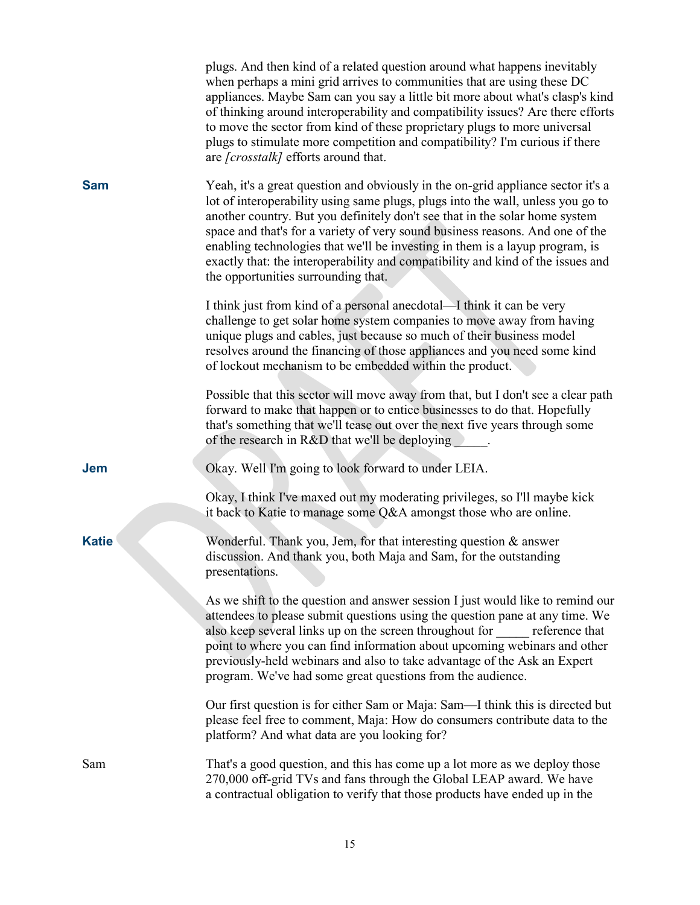plugs. And then kind of a related question around what happens inevitably when perhaps a mini grid arrives to communities that are using these DC appliances. Maybe Sam can you say a little bit more about what's clasp's kind of thinking around interoperability and compatibility issues? Are there efforts to move the sector from kind of these proprietary plugs to more universal plugs to stimulate more competition and compatibility? I'm curious if there are *[crosstalk]* efforts around that.

**Sam**

Yeah, it's a great question and obviously in the on-grid appliance sector it's a lot of interoperability using same plugs, plugs into the wall, unless you go to another country. But you definitely don't see that in the solar home system space and that's for a variety of very sound business reasons. And one of the enabling technologies that we'll be investing in them is a layup program, is exactly that: the interoperability and compatibility and kind of the issues and the opportunities surrounding that.

I think just from kind of a personal anecdotal—I think it can be very challenge to get solar home system companies to move away from having unique plugs and cables, just because so much of their business model resolves around the financing of those appliances and you need some kind of lockout mechanism to be embedded within the product.

Possible that this sector will move away from that, but I don't see a clear path forward to make that happen or to entice businesses to do that. Hopefully that's something that we'll tease out over the next five years through some of the research in R&D that we'll be deploying _____.

**Jem**

Okay. Well I'm going to look forward to under LEIA.

Okay, I think I've maxed out my moderating privileges, so I'll maybe kick it back to Katie to manage some Q&A amongst those who are online.

**Katie**

Wonderful. Thank you, Jem, for that interesting question & answer discussion. And thank you, both Maja and Sam, for the outstanding presentations.

As we shift to the question and answer session I just would like to remind our attendees to please submit questions using the question pane at any time. We also keep several links up on the screen throughout for _____ reference that point to where you can find information about upcoming webinars and other previously-held webinars and also to take advantage of the Ask an Expert program. We've had some great questions from the audience.

Our first question is for either Sam or Maja: Sam—I think this is directed but please feel free to comment, Maja: How do consumers contribute data to the platform? And what data are you looking for?

Sam

That's a good question, and this has come up a lot more as we deploy those 270,000 off-grid TVs and fans through the Global LEAP award. We have a contractual obligation to verify that those products have ended up in the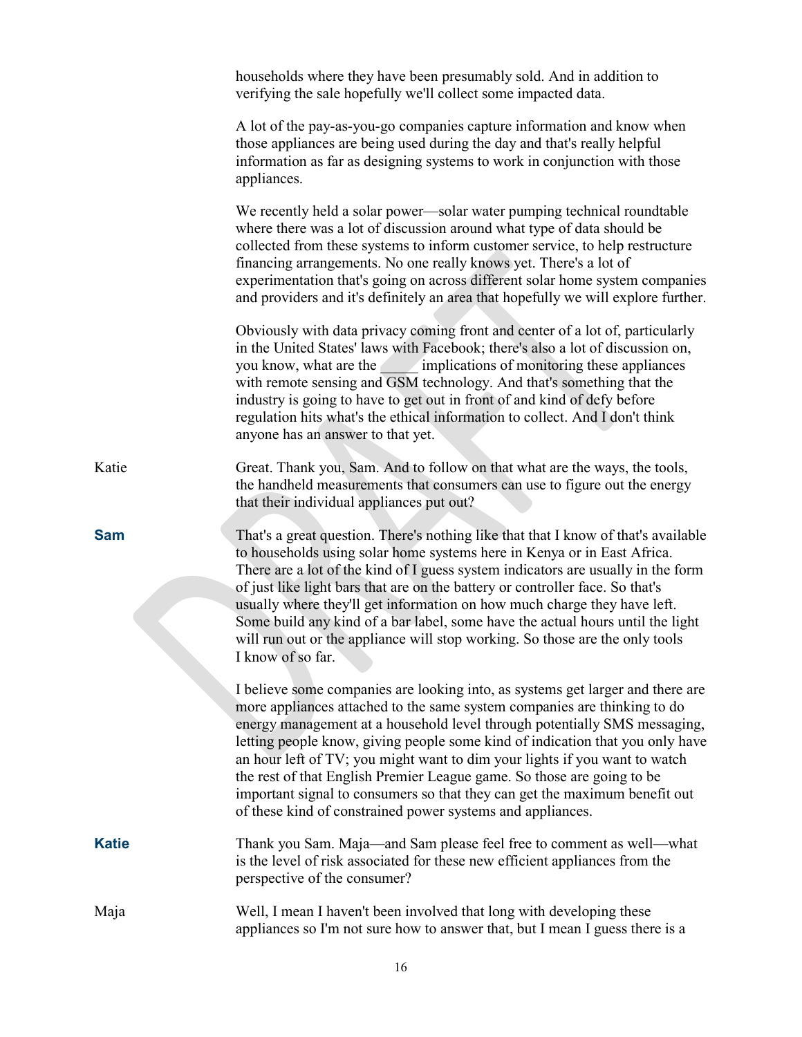households where they have been presumably sold. And in addition to verifying the sale hopefully we'll collect some impacted data.

A lot of the pay-as-you-go companies capture information and know when those appliances are being used during the day and that's really helpful information as far as designing systems to work in conjunction with those appliances.

We recently held a solar power—solar water pumping technical roundtable where there was a lot of discussion around what type of data should be collected from these systems to inform customer service, to help restructure financing arrangements. No one really knows yet. There's a lot of experimentation that's going on across different solar home system companies and providers and it's definitely an area that hopefully we will explore further.

Obviously with data privacy coming front and center of a lot of, particularly in the United States' laws with Facebook; there's also a lot of discussion on, you know, what are the _____ implications of monitoring these appliances with remote sensing and GSM technology. And that's something that the industry is going to have to get out in front of and kind of defy before regulation hits what's the ethical information to collect. And I don't think anyone has an answer to that yet.

Katie: Great. Thank you, Sam. And to follow on that what are the ways, the tools, the handheld measurements that consumers can use to figure out the energy that their individual appliances put out?

**Sam**: That's a great question. There's nothing like that that I know of that's available to households using solar home systems here in Kenya or in East Africa. There are a lot of the kind of I guess system indicators are usually in the form of just like light bars that are on the battery or controller face. So that's usually where they'll get information on how much charge they have left. Some build any kind of a bar label, some have the actual hours until the light will run out or the appliance will stop working. So those are the only tools I know of so far.

I believe some companies are looking into, as systems get larger and there are more appliances attached to the same system companies are thinking to do energy management at a household level through potentially SMS messaging, letting people know, giving people some kind of indication that you only have an hour left of TV; you might want to dim your lights if you want to watch the rest of that English Premier League game. So those are going to be important signal to consumers so that they can get the maximum benefit out of these kind of constrained power systems and appliances.

**Katie**: Thank you Sam. Maja—and Sam please feel free to comment as well—what is the level of risk associated for these new efficient appliances from the perspective of the consumer?

Maja: Well, I mean I haven't been involved that long with developing these appliances so I'm not sure how to answer that, but I mean I guess there is a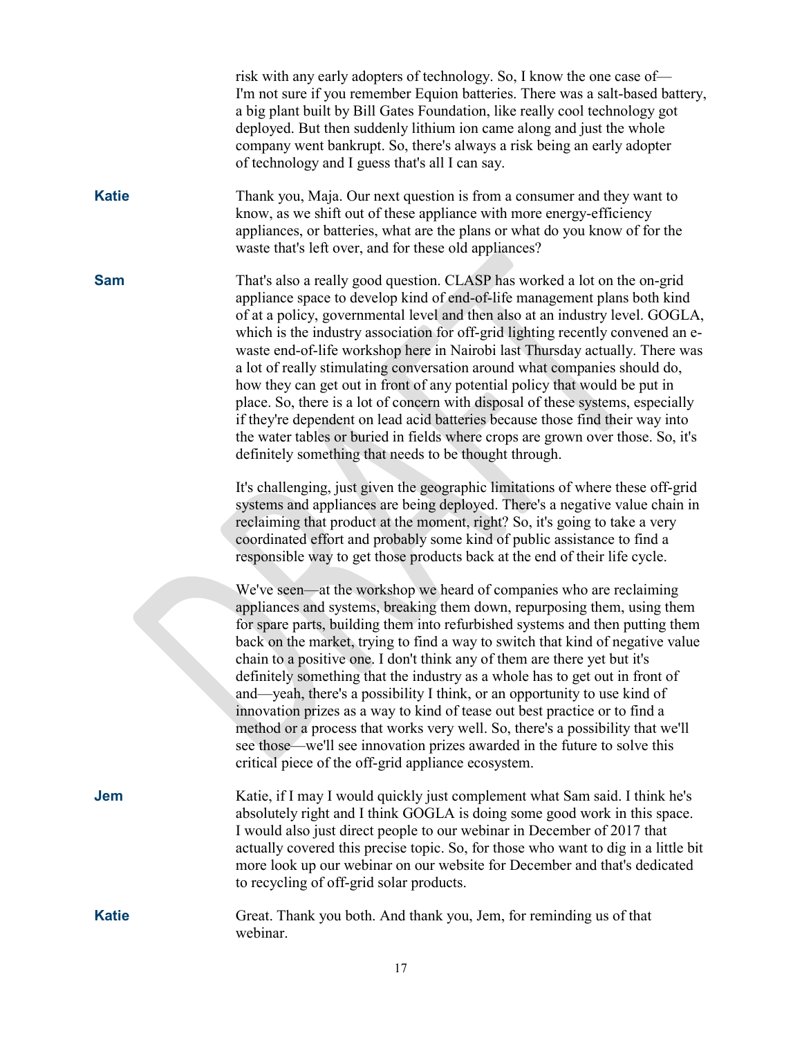risk with any early adopters of technology. So, I know the one case of—I'm not sure if you remember Equion batteries. There was a salt-based battery, a big plant built by Bill Gates Foundation, like really cool technology got deployed. But then suddenly lithium ion came along and just the whole company went bankrupt. So, there's always a risk being an early adopter of technology and I guess that's all I can say.

**Katie** Thank you, Maja. Our next question is from a consumer and they want to know, as we shift out of these appliance with more energy-efficiency appliances, or batteries, what are the plans or what do you know of for the waste that's left over, and for these old appliances?

**Sam** That's also a really good question. CLASP has worked a lot on the on-grid appliance space to develop kind of end-of-life management plans both kind of at a policy, governmental level and then also at an industry level. GOGLA, which is the industry association for off-grid lighting recently convened an e-waste end-of-life workshop here in Nairobi last Thursday actually. There was a lot of really stimulating conversation around what companies should do, how they can get out in front of any potential policy that would be put in place. So, there is a lot of concern with disposal of these systems, especially if they're dependent on lead acid batteries because those find their way into the water tables or buried in fields where crops are grown over those. So, it's definitely something that needs to be thought through.

It's challenging, just given the geographic limitations of where these off-grid systems and appliances are being deployed. There's a negative value chain in reclaiming that product at the moment, right? So, it's going to take a very coordinated effort and probably some kind of public assistance to find a responsible way to get those products back at the end of their life cycle.

We've seen—at the workshop we heard of companies who are reclaiming appliances and systems, breaking them down, repurposing them, using them for spare parts, building them into refurbished systems and then putting them back on the market, trying to find a way to switch that kind of negative value chain to a positive one. I don't think any of them are there yet but it's definitely something that the industry as a whole has to get out in front of and—yeah, there's a possibility I think, or an opportunity to use kind of innovation prizes as a way to kind of tease out best practice or to find a method or a process that works very well. So, there's a possibility that we'll see those—we'll see innovation prizes awarded in the future to solve this critical piece of the off-grid appliance ecosystem.

**Jem** Katie, if I may I would quickly just complement what Sam said. I think he's absolutely right and I think GOGLA is doing some good work in this space. I would also just direct people to our webinar in December of 2017 that actually covered this precise topic. So, for those who want to dig in a little bit more look up our webinar on our website for December and that's dedicated to recycling of off-grid solar products.

**Katie** Great. Thank you both. And thank you, Jem, for reminding us of that webinar.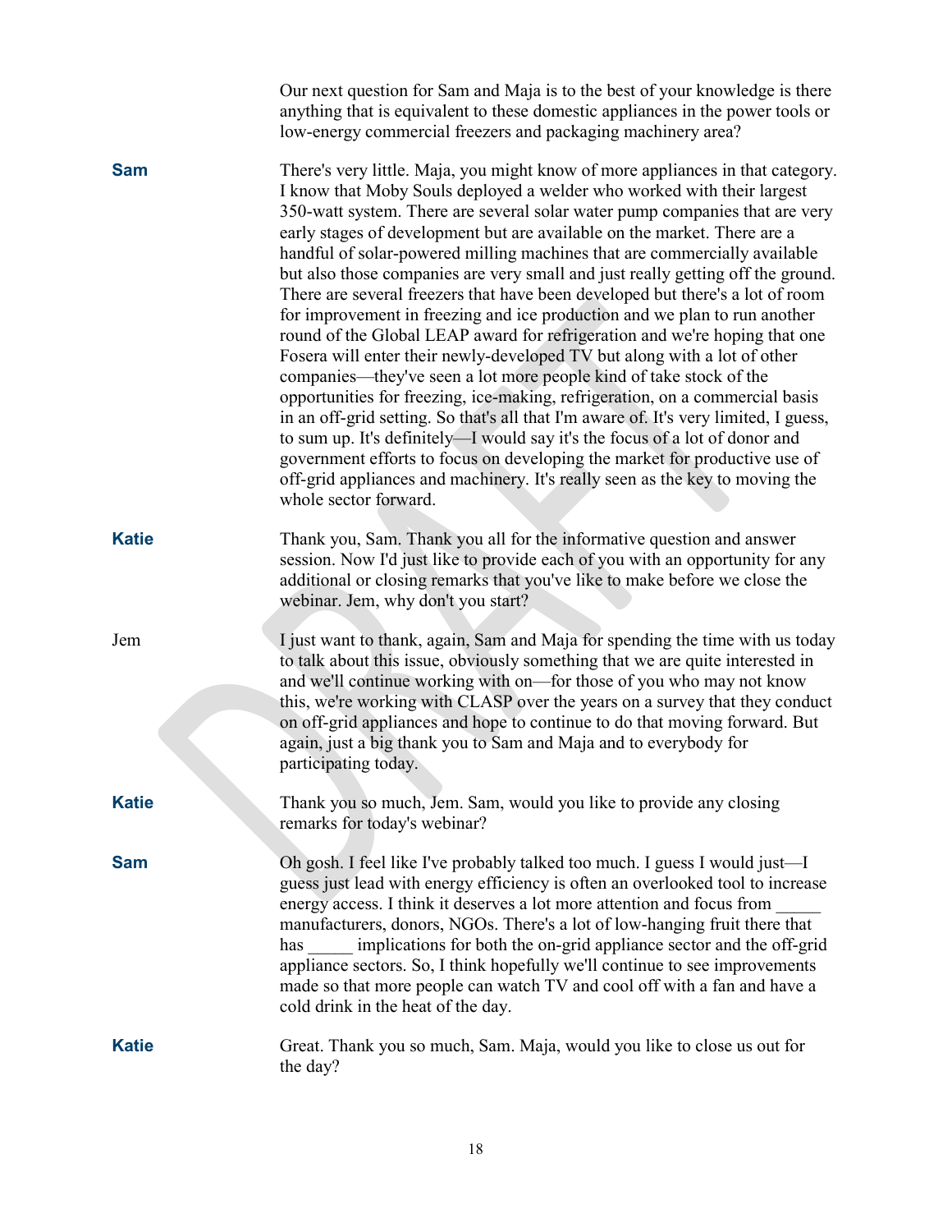Our next question for Sam and Maja is to the best of your knowledge is there anything that is equivalent to these domestic appliances in the power tools or low-energy commercial freezers and packaging machinery area?

**Sam** There's very little. Maja, you might know of more appliances in that category. I know that Moby Souls deployed a welder who worked with their largest 350-watt system. There are several solar water pump companies that are very early stages of development but are available on the market. There are a handful of solar-powered milling machines that are commercially available but also those companies are very small and just really getting off the ground. There are several freezers that have been developed but there's a lot of room for improvement in freezing and ice production and we plan to run another round of the Global LEAP award for refrigeration and we're hoping that one Fosera will enter their newly-developed TV but along with a lot of other companies—they've seen a lot more people kind of take stock of the opportunities for freezing, ice-making, refrigeration, on a commercial basis in an off-grid setting. So that's all that I'm aware of. It's very limited, I guess, to sum up. It's definitely—I would say it's the focus of a lot of donor and government efforts to focus on developing the market for productive use of off-grid appliances and machinery. It's really seen as the key to moving the whole sector forward.

**Katie** Thank you, Sam. Thank you all for the informative question and answer session. Now I'd just like to provide each of you with an opportunity for any additional or closing remarks that you've like to make before we close the webinar. Jem, why don't you start?

Jem I just want to thank, again, Sam and Maja for spending the time with us today to talk about this issue, obviously something that we are quite interested in and we'll continue working with on—for those of you who may not know this, we're working with CLASP over the years on a survey that they conduct on off-grid appliances and hope to continue to do that moving forward. But again, just a big thank you to Sam and Maja and to everybody for participating today.

**Katie** Thank you so much, Jem. Sam, would you like to provide any closing remarks for today's webinar?

**Sam** Oh gosh. I feel like I've probably talked too much. I guess I would just—I guess just lead with energy efficiency is often an overlooked tool to increase energy access. I think it deserves a lot more attention and focus from _____ manufacturers, donors, NGOs. There's a lot of low-hanging fruit there that has _____ implications for both the on-grid appliance sector and the off-grid appliance sectors. So, I think hopefully we'll continue to see improvements made so that more people can watch TV and cool off with a fan and have a cold drink in the heat of the day.

**Katie** Great. Thank you so much, Sam. Maja, would you like to close us out for the day?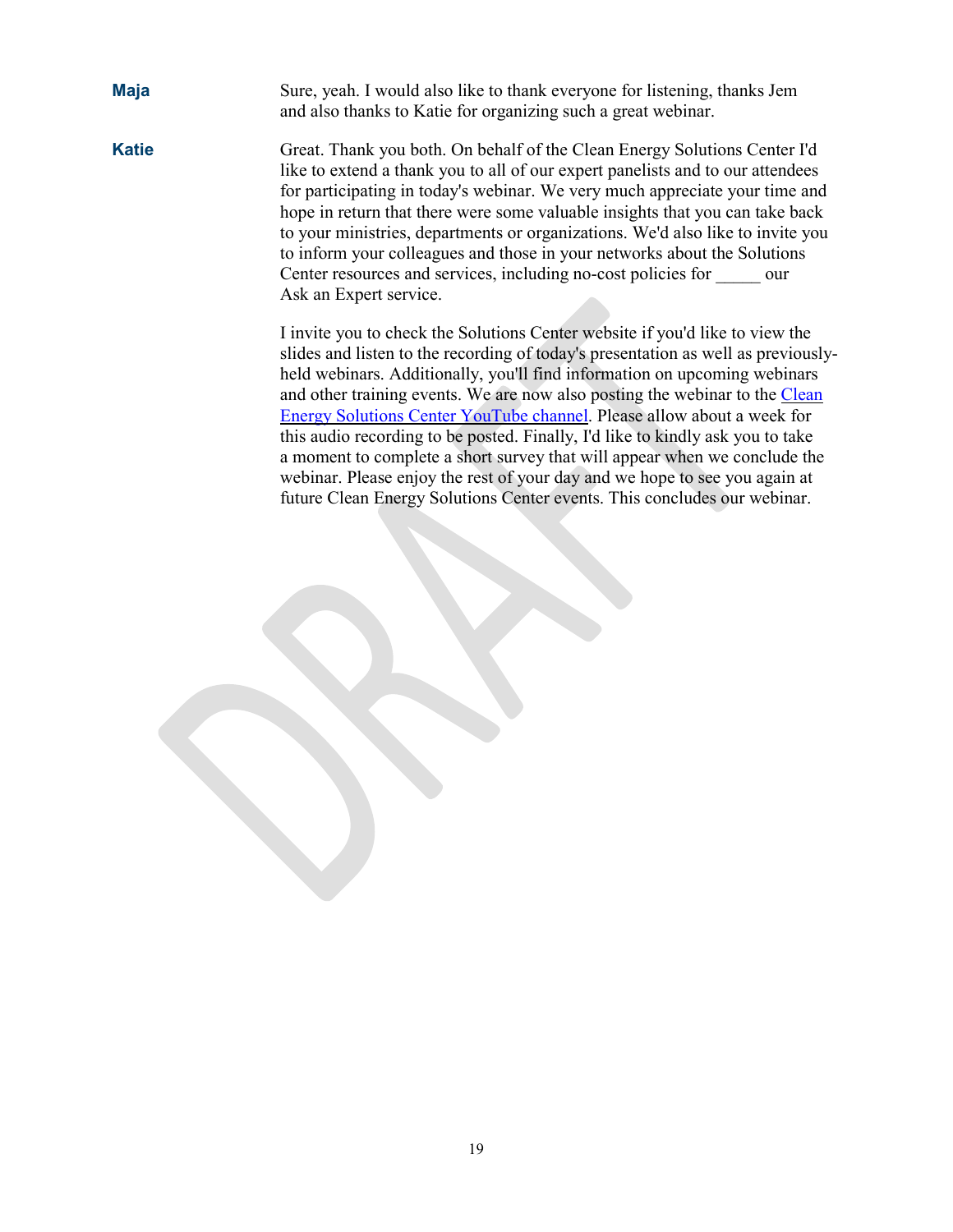**Maja** Sure, yeah. I would also like to thank everyone for listening, thanks Jem and also thanks to Katie for organizing such a great webinar.

**Katie** Great. Thank you both. On behalf of the Clean Energy Solutions Center I'd like to extend a thank you to all of our expert panelists and to our attendees for participating in today's webinar. We very much appreciate your time and hope in return that there were some valuable insights that you can take back to your ministries, departments or organizations. We'd also like to invite you to inform your colleagues and those in your networks about the Solutions Center resources and services, including no-cost policies for _____ our Ask an Expert service.

I invite you to check the Solutions Center website if you'd like to view the slides and listen to the recording of today's presentation as well as previously-held webinars. Additionally, you'll find information on upcoming webinars and other training events. We are now also posting the webinar to the Clean Energy Solutions Center YouTube channel. Please allow about a week for this audio recording to be posted. Finally, I'd like to kindly ask you to take a moment to complete a short survey that will appear when we conclude the webinar. Please enjoy the rest of your day and we hope to see you again at future Clean Energy Solutions Center events. This concludes our webinar.